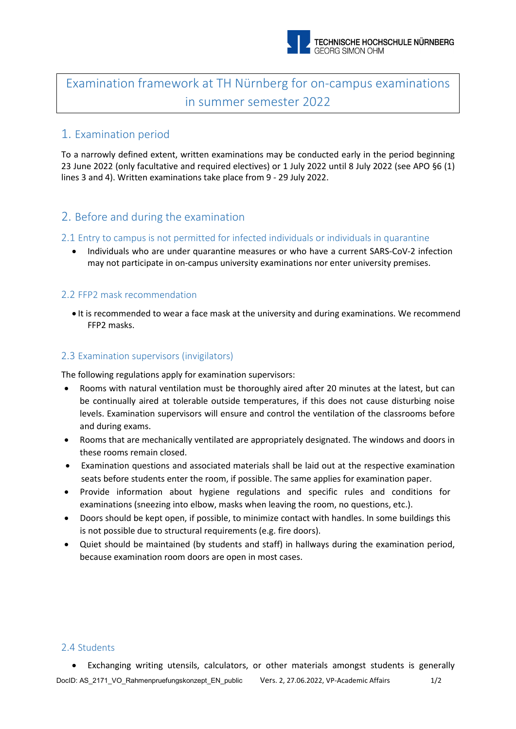# Examination framework at TH Nürnberg for on-campus examinations in summer semester 2022

## 1. Examination period

To a narrowly defined extent, written examinations may be conducted early in the period beginning 23 June 2022 (only facultative and required electives) or 1 July 2022 until 8 July 2022 (see APO §6 (1) lines 3 and 4). Written examinations take place from 9 - 29 July 2022.

## 2. Before and during the examination

### 2.1 Entry to campus is not permitted for infected individuals or individuals in quarantine

- Individuals who are under quarantine measures or who have a current SARS-CoV-2 infection may not participate in on-campus university examinations nor enter university premises.

### 2.2 FFP2 mask recommendation

- It is recommended to wear a face mask at the university and during examinations. We recommend FFP2 masks.

### 2.3 Examination supervisors (invigilators)

The following regulations apply for examination supervisors:

- Rooms with natural ventilation must be thoroughly aired after 20 minutes at the latest, but can be continually aired at tolerable outside temperatures, if this does not cause disturbing noise levels. Examination supervisors will ensure and control the ventilation of the classrooms before and during exams.
- Rooms that are mechanically ventilated are appropriately designated. The windows and doors in these rooms remain closed.
- Examination questions and associated materials shall be laid out at the respective examination seats before students enter the room, if possible. The same applies for examination paper.
- Provide information about hygiene regulations and specific rules and conditions for examinations (sneezing into elbow, masks when leaving the room, no questions, etc.).
- Doors should be kept open, if possible, to minimize contact with handles. In some buildings this is not possible due to structural requirements (e.g. fire doors).
- Quiet should be maintained (by students and staff) in hallways during the examination period, because examination room doors are open in most cases.

### 2.4 Students

- Exchanging writing utensils, calculators, or other materials amongst students is generally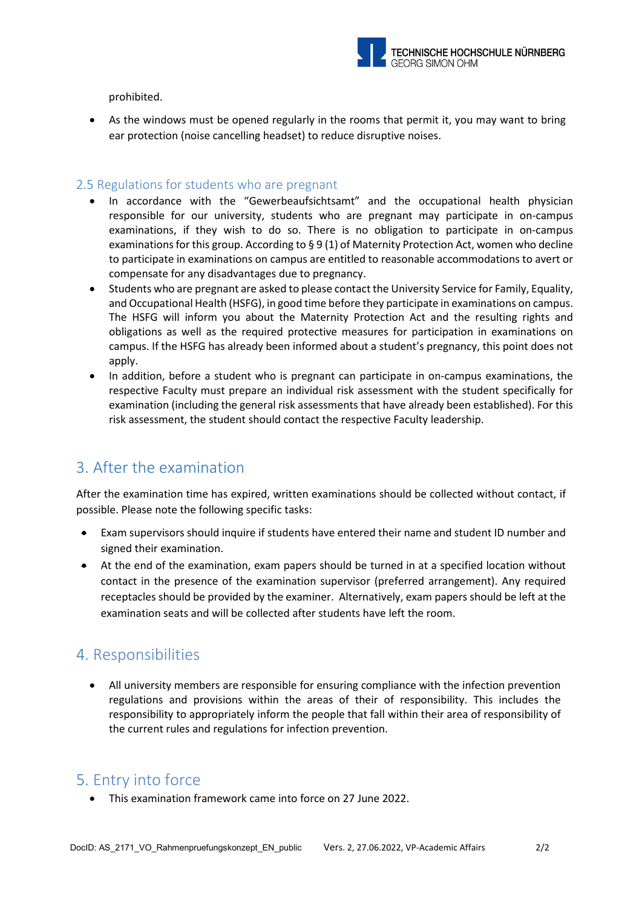prohibited.

- As the windows must be opened regularly in the rooms that permit it, you may want to bring ear protection (noise cancelling headset) to reduce disruptive noises.

### 2.5 Regulations for students who are pregnant

- In accordance with the "Gewerbeaufsichtsamt" and the occupational health physician responsible for our university, students who are pregnant may participate in on-campus examinations, if they wish to do so. There is no obligation to participate in on-campus examinations for this group. According to § 9 (1) of Maternity Protection Act, women who decline to participate in examinations on campus are entitled to reasonable accommodations to avert or compensate for any disadvantages due to pregnancy.
- Students who are pregnant are asked to please contact the University Service for Family, Equality, and Occupational Health (HSFG), in good time before they participate in examinations on campus. The HSFG will inform you about the Maternity Protection Act and the resulting rights and obligations as well as the required protective measures for participation in examinations on campus. If the HSFG has already been informed about a student's pregnancy, this point does not apply.
- In addition, before a student who is pregnant can participate in on-campus examinations, the respective Faculty must prepare an individual risk assessment with the student specifically for examination (including the general risk assessments that have already been established). For this risk assessment, the student should contact the respective Faculty leadership.

## 3. After the examination

After the examination time has expired, written examinations should be collected without contact, if possible. Please note the following specific tasks:

- Exam supervisors should inquire if students have entered their name and student ID number and signed their examination.
- At the end of the examination, exam papers should be turned in at a specified location without contact in the presence of the examination supervisor (preferred arrangement). Any required receptacles should be provided by the examiner. Alternatively, exam papers should be left at the examination seats and will be collected after students have left the room.

## 4. Responsibilities

- All university members are responsible for ensuring compliance with the infection prevention regulations and provisions within the areas of their of responsibility. This includes the responsibility to appropriately inform the people that fall within their area of responsibility of the current rules and regulations for infection prevention.

## 5. Entry into force

- This examination framework came into force on 27 June 2022.